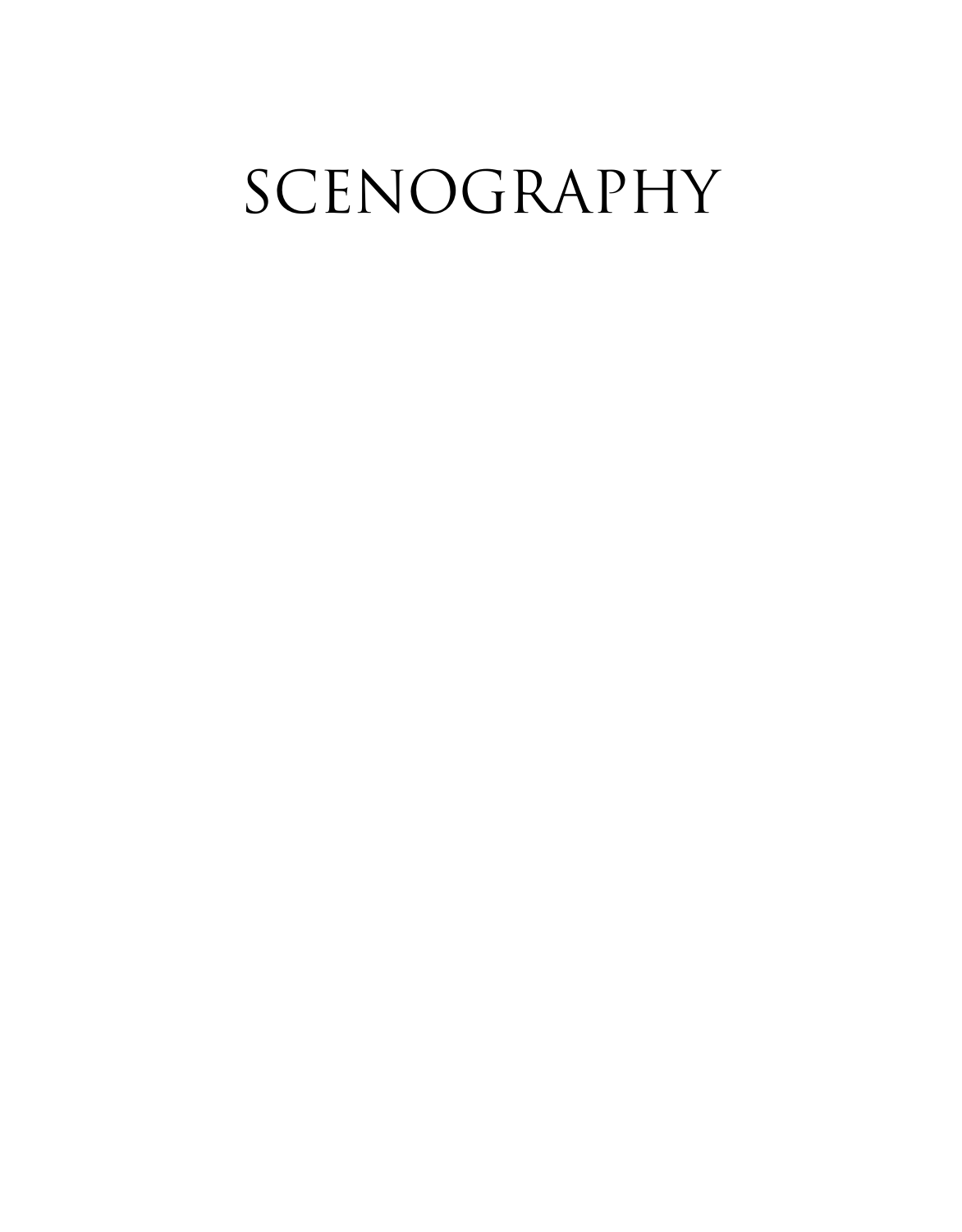# SCENOGRAPHY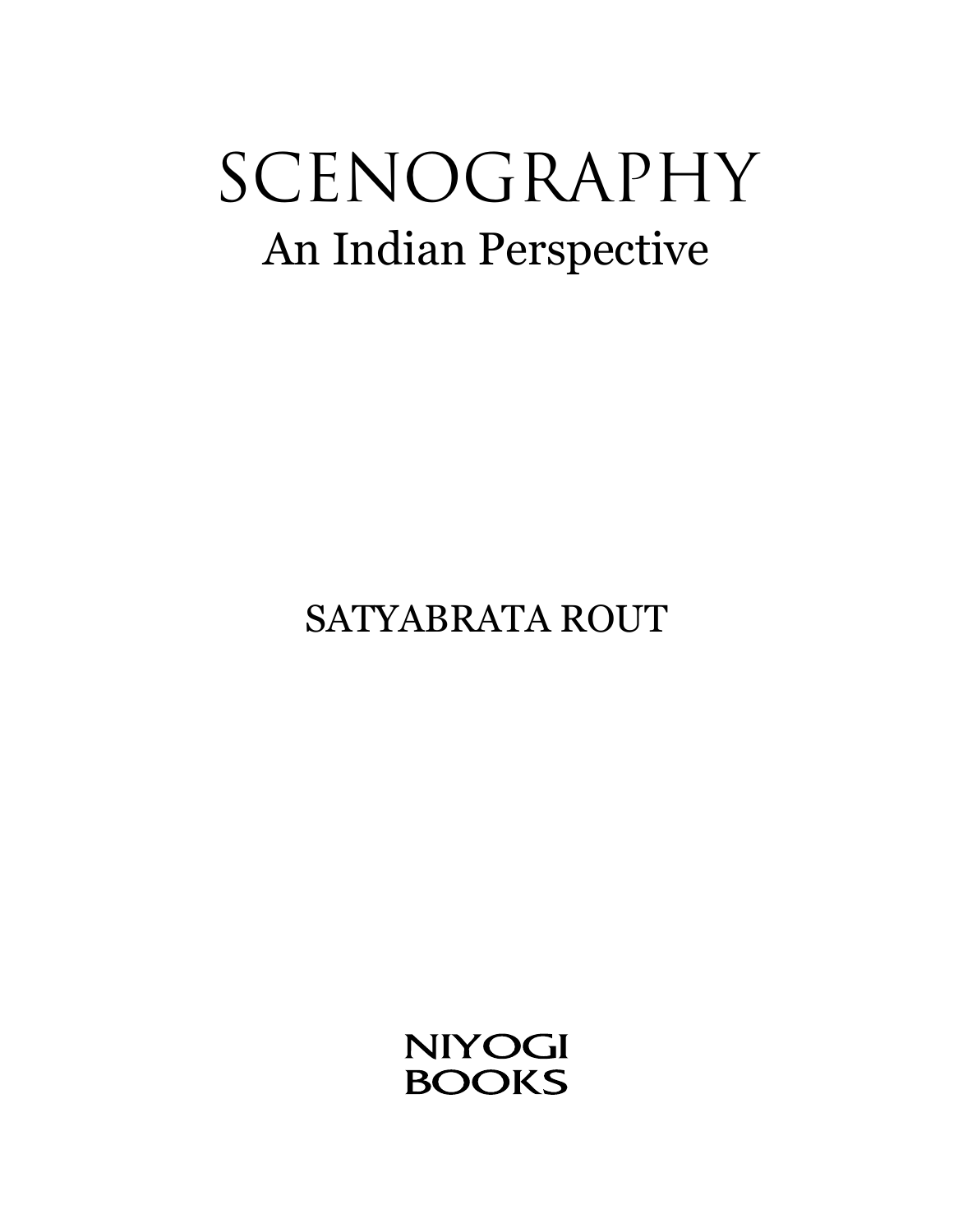# SCENOGRAPHY

## An Indian Perspective

SATYABRATA ROUT

NIYOGI BOOKS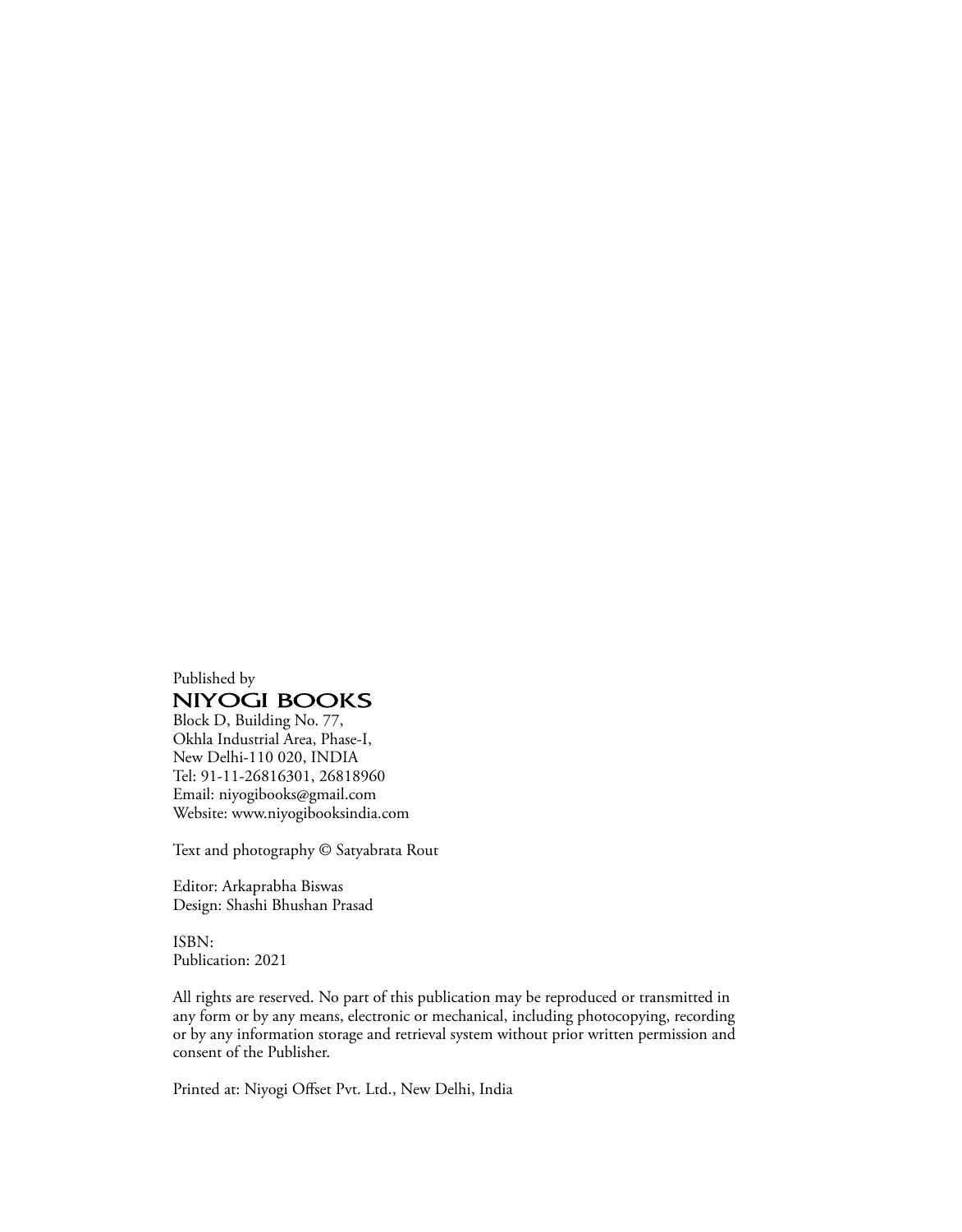Published by

**NIYOGI BOOKS**

Block D, Building No. 77,
Okhla Industrial Area, Phase-I,
New Delhi-110 020, INDIA
Tel: 91-11-26816301, 26818960
Email: niyogibooks@gmail.com
Website: www.niyogibooksindia.com

Text and photography © Satyabrata Rout

Editor: Arkaprabha Biswas
Design: Shashi Bhushan Prasad

ISBN:
Publication: 2021

All rights are reserved. No part of this publication may be reproduced or transmitted in any form or by any means, electronic or mechanical, including photocopying, recording or by any information storage and retrieval system without prior written permission and consent of the Publisher.

Printed at: Niyogi Offset Pvt. Ltd., New Delhi, India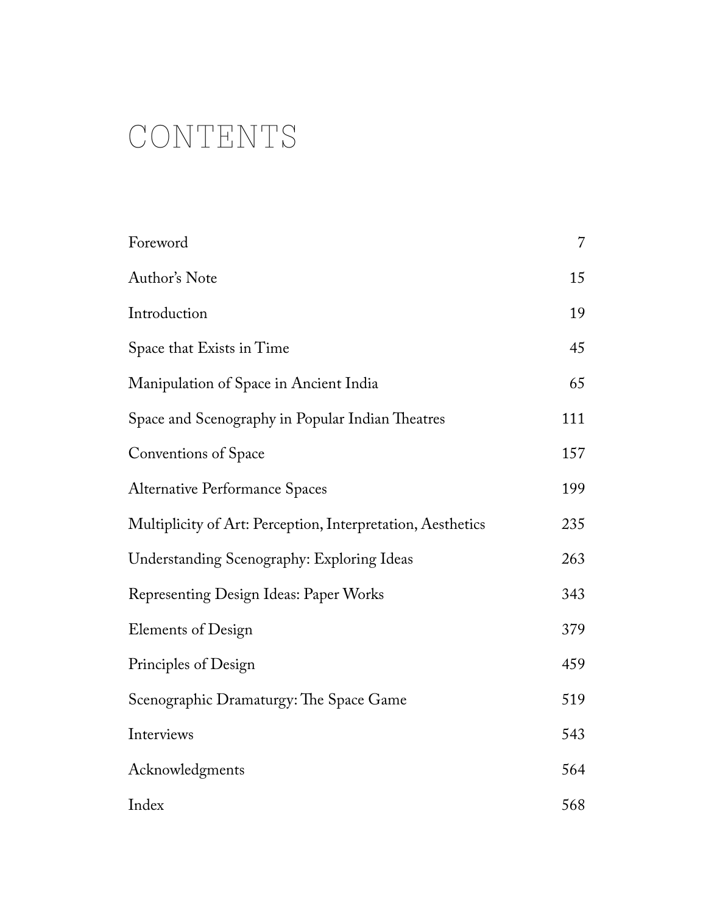# CONTENTS

| | |
|---|---|
| Foreword | 7 |
| Author's Note | 15 |
| Introduction | 19 |
| Space that Exists in Time | 45 |
| Manipulation of Space in Ancient India | 65 |
| Space and Scenography in Popular Indian Theatres | 111 |
| Conventions of Space | 157 |
| Alternative Performance Spaces | 199 |
| Multiplicity of Art: Perception, Interpretation, Aesthetics | 235 |
| Understanding Scenography: Exploring Ideas | 263 |
| Representing Design Ideas: Paper Works | 343 |
| Elements of Design | 379 |
| Principles of Design | 459 |
| Scenographic Dramaturgy: The Space Game | 519 |
| Interviews | 543 |
| Acknowledgments | 564 |
| Index | 568 |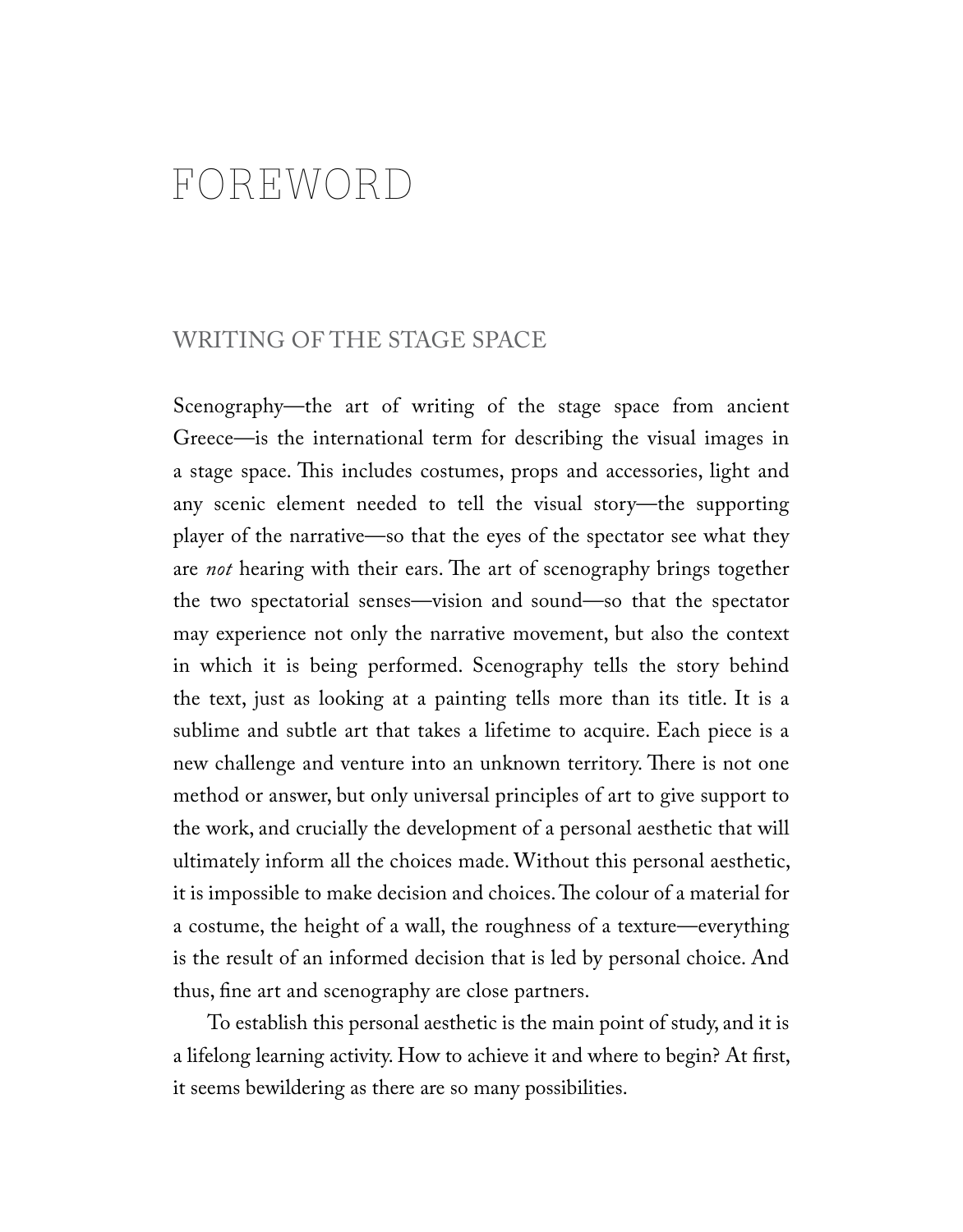# FOREWORD

## WRITING OF THE STAGE SPACE

Scenography—the art of writing of the stage space from ancient Greece—is the international term for describing the visual images in a stage space. This includes costumes, props and accessories, light and any scenic element needed to tell the visual story—the supporting player of the narrative—so that the eyes of the spectator see what they are *not* hearing with their ears. The art of scenography brings together the two spectatorial senses—vision and sound—so that the spectator may experience not only the narrative movement, but also the context in which it is being performed. Scenography tells the story behind the text, just as looking at a painting tells more than its title. It is a sublime and subtle art that takes a lifetime to acquire. Each piece is a new challenge and venture into an unknown territory. There is not one method or answer, but only universal principles of art to give support to the work, and crucially the development of a personal aesthetic that will ultimately inform all the choices made. Without this personal aesthetic, it is impossible to make decision and choices. The colour of a material for a costume, the height of a wall, the roughness of a texture—everything is the result of an informed decision that is led by personal choice. And thus, fine art and scenography are close partners.

To establish this personal aesthetic is the main point of study, and it is a lifelong learning activity. How to achieve it and where to begin? At first, it seems bewildering as there are so many possibilities.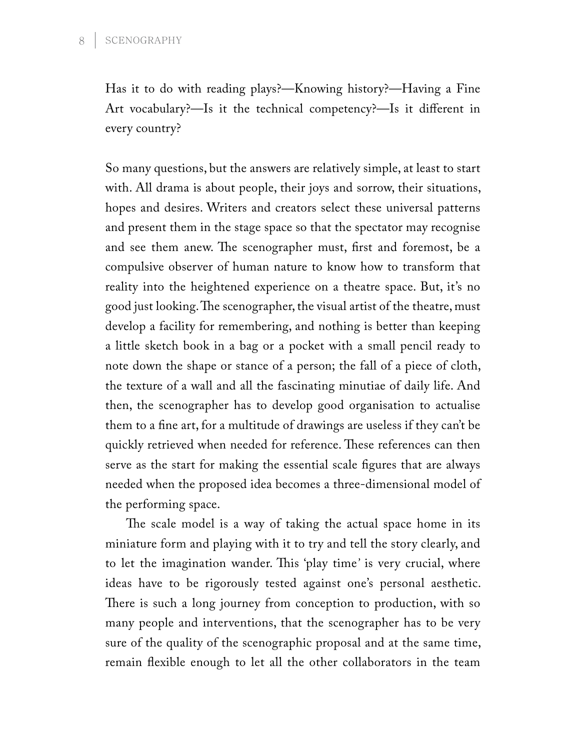Has it to do with reading plays?—Knowing history?—Having a Fine Art vocabulary?—Is it the technical competency?—Is it different in every country?

So many questions, but the answers are relatively simple, at least to start with. All drama is about people, their joys and sorrow, their situations, hopes and desires. Writers and creators select these universal patterns and present them in the stage space so that the spectator may recognise and see them anew. The scenographer must, first and foremost, be a compulsive observer of human nature to know how to transform that reality into the heightened experience on a theatre space. But, it's no good just looking. The scenographer, the visual artist of the theatre, must develop a facility for remembering, and nothing is better than keeping a little sketch book in a bag or a pocket with a small pencil ready to note down the shape or stance of a person; the fall of a piece of cloth, the texture of a wall and all the fascinating minutiae of daily life. And then, the scenographer has to develop good organisation to actualise them to a fine art, for a multitude of drawings are useless if they can't be quickly retrieved when needed for reference. These references can then serve as the start for making the essential scale figures that are always needed when the proposed idea becomes a three-dimensional model of the performing space.

The scale model is a way of taking the actual space home in its miniature form and playing with it to try and tell the story clearly, and to let the imagination wander. This 'play time' is very crucial, where ideas have to be rigorously tested against one's personal aesthetic. There is such a long journey from conception to production, with so many people and interventions, that the scenographer has to be very sure of the quality of the scenographic proposal and at the same time, remain flexible enough to let all the other collaborators in the team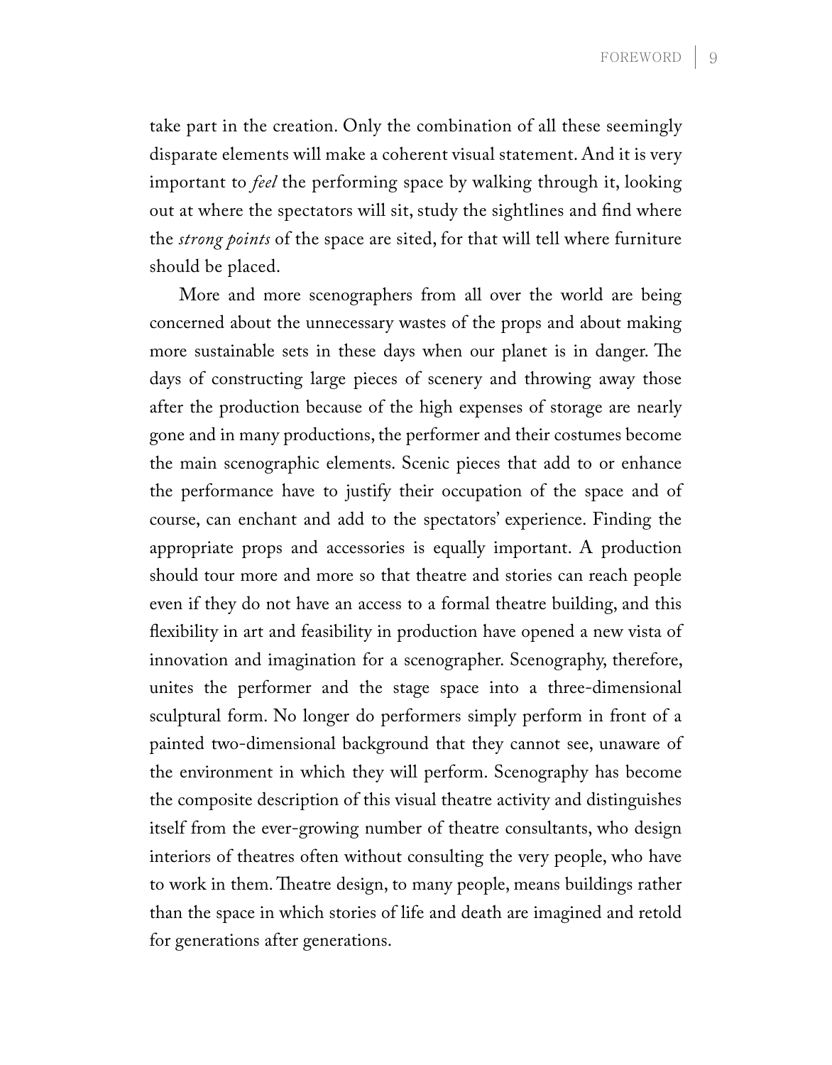take part in the creation. Only the combination of all these seemingly disparate elements will make a coherent visual statement. And it is very important to *feel* the performing space by walking through it, looking out at where the spectators will sit, study the sightlines and find where the *strong points* of the space are sited, for that will tell where furniture should be placed.

More and more scenographers from all over the world are being concerned about the unnecessary wastes of the props and about making more sustainable sets in these days when our planet is in danger. The days of constructing large pieces of scenery and throwing away those after the production because of the high expenses of storage are nearly gone and in many productions, the performer and their costumes become the main scenographic elements. Scenic pieces that add to or enhance the performance have to justify their occupation of the space and of course, can enchant and add to the spectators' experience. Finding the appropriate props and accessories is equally important. A production should tour more and more so that theatre and stories can reach people even if they do not have an access to a formal theatre building, and this flexibility in art and feasibility in production have opened a new vista of innovation and imagination for a scenographer. Scenography, therefore, unites the performer and the stage space into a three-dimensional sculptural form. No longer do performers simply perform in front of a painted two-dimensional background that they cannot see, unaware of the environment in which they will perform. Scenography has become the composite description of this visual theatre activity and distinguishes itself from the ever-growing number of theatre consultants, who design interiors of theatres often without consulting the very people, who have to work in them. Theatre design, to many people, means buildings rather than the space in which stories of life and death are imagined and retold for generations after generations.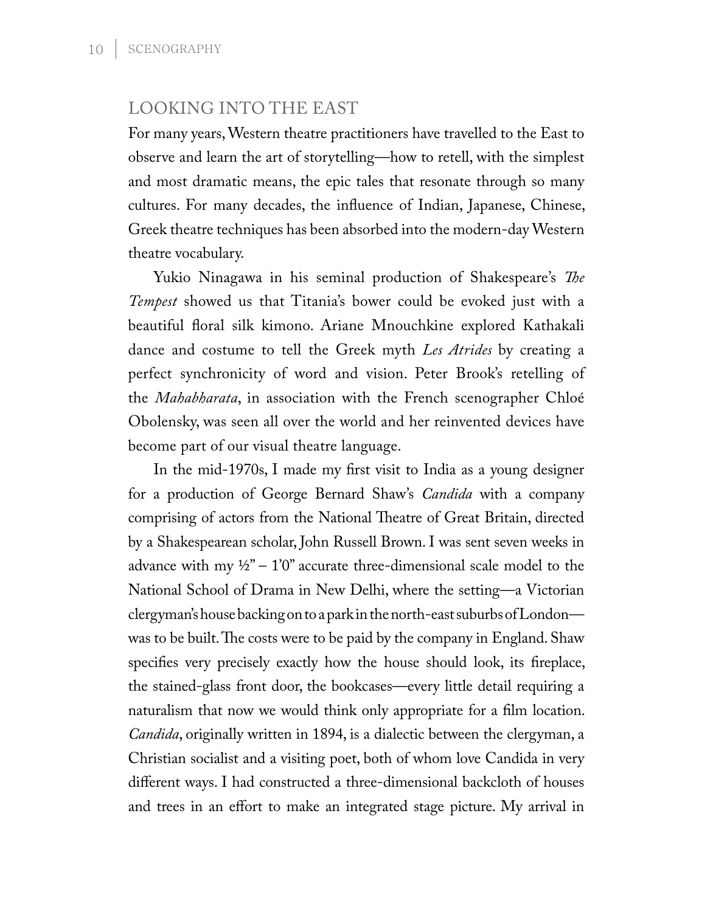## LOOKING INTO THE EAST

For many years, Western theatre practitioners have travelled to the East to observe and learn the art of storytelling—how to retell, with the simplest and most dramatic means, the epic tales that resonate through so many cultures. For many decades, the influence of Indian, Japanese, Chinese, Greek theatre techniques has been absorbed into the modern-day Western theatre vocabulary.

Yukio Ninagawa in his seminal production of Shakespeare's *The Tempest* showed us that Titania's bower could be evoked just with a beautiful floral silk kimono. Ariane Mnouchkine explored Kathakali dance and costume to tell the Greek myth *Les Atrides* by creating a perfect synchronicity of word and vision. Peter Brook's retelling of the *Mahabharata*, in association with the French scenographer Chloé Obolensky, was seen all over the world and her reinvented devices have become part of our visual theatre language.

In the mid-1970s, I made my first visit to India as a young designer for a production of George Bernard Shaw's *Candida* with a company comprising of actors from the National Theatre of Great Britain, directed by a Shakespearean scholar, John Russell Brown. I was sent seven weeks in advance with my ½" – 1'0" accurate three-dimensional scale model to the National School of Drama in New Delhi, where the setting—a Victorian clergyman's house backing on to a park in the north-east suburbs of London—was to be built. The costs were to be paid by the company in England. Shaw specifies very precisely exactly how the house should look, its fireplace, the stained-glass front door, the bookcases—every little detail requiring a naturalism that now we would think only appropriate for a film location. *Candida*, originally written in 1894, is a dialectic between the clergyman, a Christian socialist and a visiting poet, both of whom love Candida in very different ways. I had constructed a three-dimensional backcloth of houses and trees in an effort to make an integrated stage picture. My arrival in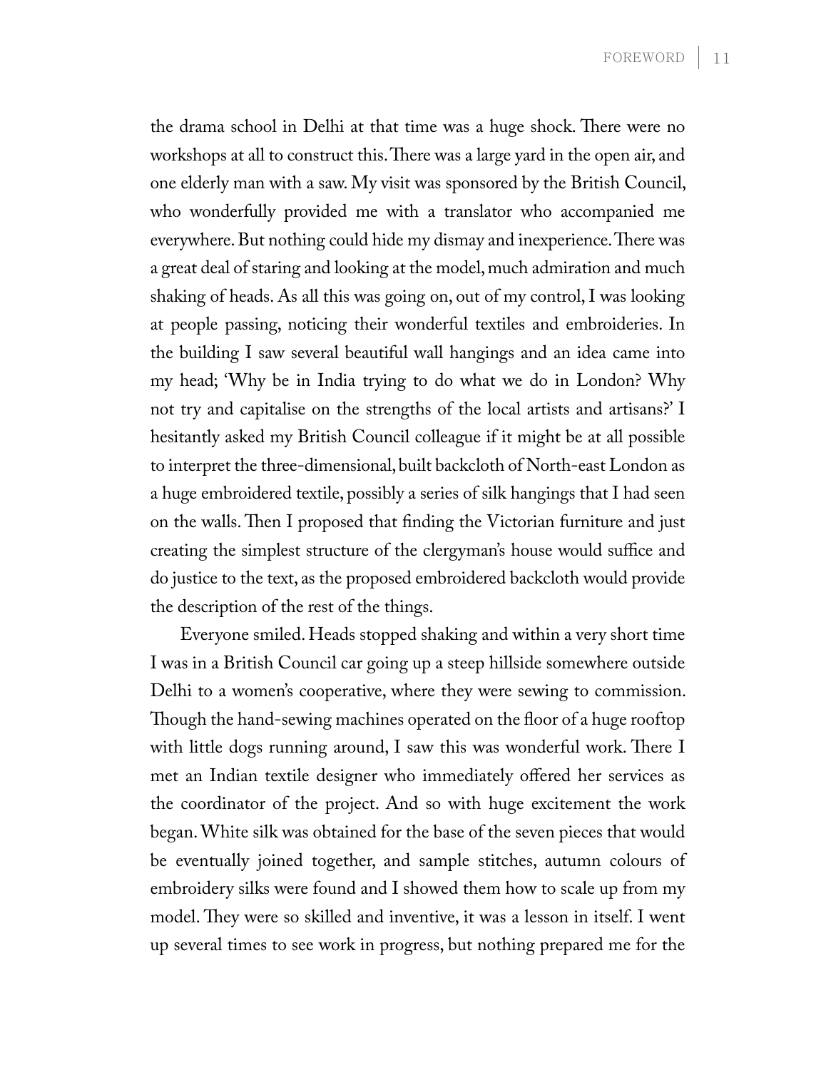the drama school in Delhi at that time was a huge shock. There were no workshops at all to construct this. There was a large yard in the open air, and one elderly man with a saw. My visit was sponsored by the British Council, who wonderfully provided me with a translator who accompanied me everywhere. But nothing could hide my dismay and inexperience. There was a great deal of staring and looking at the model, much admiration and much shaking of heads. As all this was going on, out of my control, I was looking at people passing, noticing their wonderful textiles and embroideries. In the building I saw several beautiful wall hangings and an idea came into my head; 'Why be in India trying to do what we do in London? Why not try and capitalise on the strengths of the local artists and artisans?' I hesitantly asked my British Council colleague if it might be at all possible to interpret the three-dimensional, built backcloth of North-east London as a huge embroidered textile, possibly a series of silk hangings that I had seen on the walls. Then I proposed that finding the Victorian furniture and just creating the simplest structure of the clergyman's house would suffice and do justice to the text, as the proposed embroidered backcloth would provide the description of the rest of the things.

Everyone smiled. Heads stopped shaking and within a very short time I was in a British Council car going up a steep hillside somewhere outside Delhi to a women's cooperative, where they were sewing to commission. Though the hand-sewing machines operated on the floor of a huge rooftop with little dogs running around, I saw this was wonderful work. There I met an Indian textile designer who immediately offered her services as the coordinator of the project. And so with huge excitement the work began. White silk was obtained for the base of the seven pieces that would be eventually joined together, and sample stitches, autumn colours of embroidery silks were found and I showed them how to scale up from my model. They were so skilled and inventive, it was a lesson in itself. I went up several times to see work in progress, but nothing prepared me for the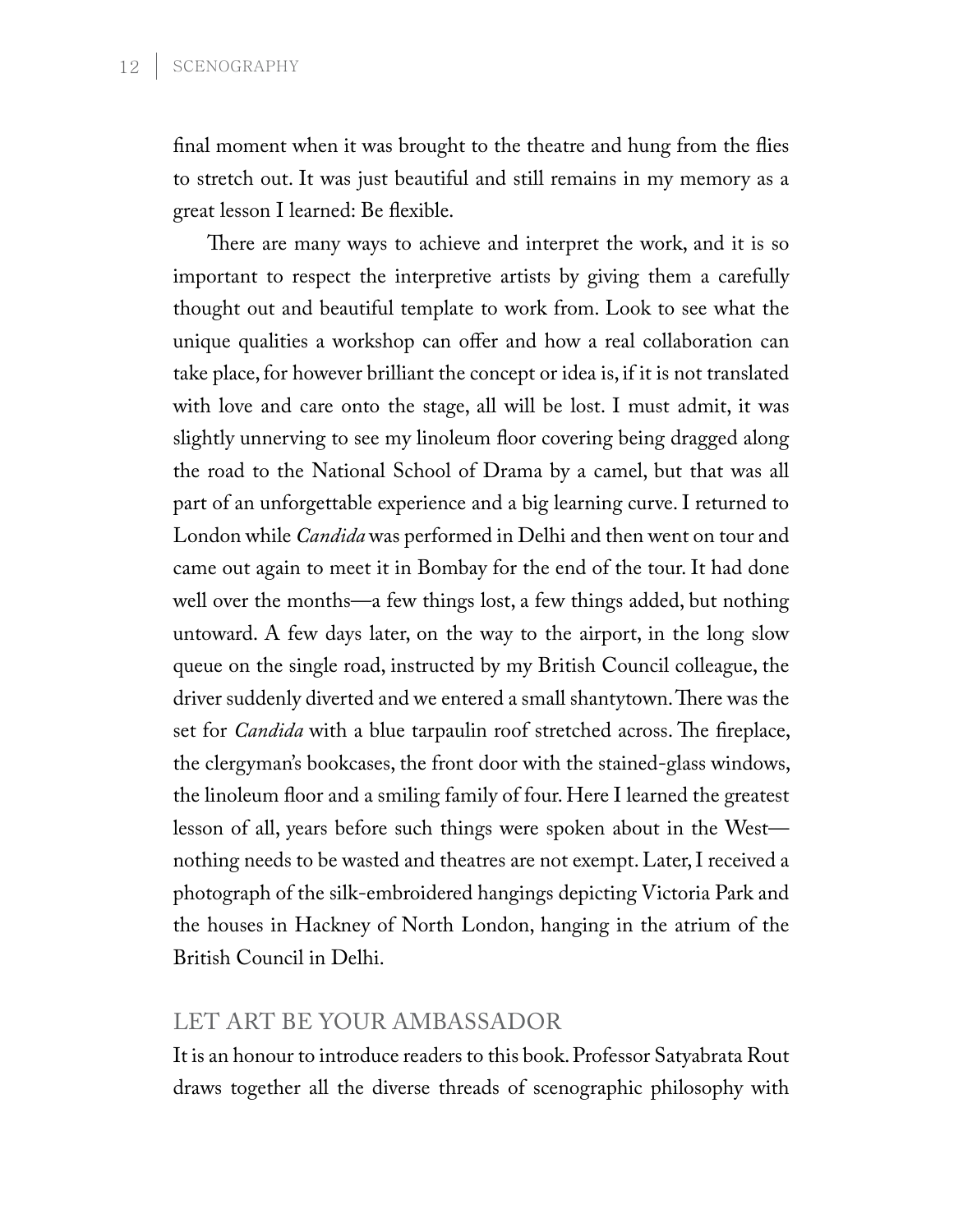final moment when it was brought to the theatre and hung from the flies to stretch out. It was just beautiful and still remains in my memory as a great lesson I learned: Be flexible.

There are many ways to achieve and interpret the work, and it is so important to respect the interpretive artists by giving them a carefully thought out and beautiful template to work from. Look to see what the unique qualities a workshop can offer and how a real collaboration can take place, for however brilliant the concept or idea is, if it is not translated with love and care onto the stage, all will be lost. I must admit, it was slightly unnerving to see my linoleum floor covering being dragged along the road to the National School of Drama by a camel, but that was all part of an unforgettable experience and a big learning curve. I returned to London while *Candida* was performed in Delhi and then went on tour and came out again to meet it in Bombay for the end of the tour. It had done well over the months—a few things lost, a few things added, but nothing untoward. A few days later, on the way to the airport, in the long slow queue on the single road, instructed by my British Council colleague, the driver suddenly diverted and we entered a small shantytown. There was the set for *Candida* with a blue tarpaulin roof stretched across. The fireplace, the clergyman's bookcases, the front door with the stained-glass windows, the linoleum floor and a smiling family of four. Here I learned the greatest lesson of all, years before such things were spoken about in the West—nothing needs to be wasted and theatres are not exempt. Later, I received a photograph of the silk-embroidered hangings depicting Victoria Park and the houses in Hackney of North London, hanging in the atrium of the British Council in Delhi.

## LET ART BE YOUR AMBASSADOR

It is an honour to introduce readers to this book. Professor Satyabrata Rout draws together all the diverse threads of scenographic philosophy with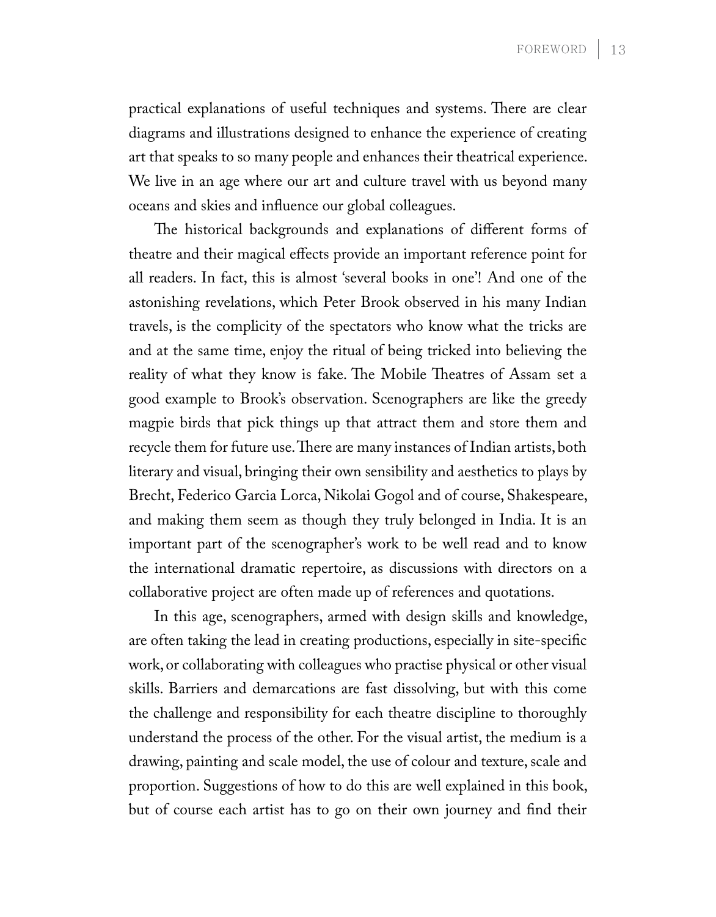practical explanations of useful techniques and systems. There are clear diagrams and illustrations designed to enhance the experience of creating art that speaks to so many people and enhances their theatrical experience. We live in an age where our art and culture travel with us beyond many oceans and skies and influence our global colleagues.

The historical backgrounds and explanations of different forms of theatre and their magical effects provide an important reference point for all readers. In fact, this is almost 'several books in one'! And one of the astonishing revelations, which Peter Brook observed in his many Indian travels, is the complicity of the spectators who know what the tricks are and at the same time, enjoy the ritual of being tricked into believing the reality of what they know is fake. The Mobile Theatres of Assam set a good example to Brook's observation. Scenographers are like the greedy magpie birds that pick things up that attract them and store them and recycle them for future use. There are many instances of Indian artists, both literary and visual, bringing their own sensibility and aesthetics to plays by Brecht, Federico Garcia Lorca, Nikolai Gogol and of course, Shakespeare, and making them seem as though they truly belonged in India. It is an important part of the scenographer's work to be well read and to know the international dramatic repertoire, as discussions with directors on a collaborative project are often made up of references and quotations.

In this age, scenographers, armed with design skills and knowledge, are often taking the lead in creating productions, especially in site-specific work, or collaborating with colleagues who practise physical or other visual skills. Barriers and demarcations are fast dissolving, but with this come the challenge and responsibility for each theatre discipline to thoroughly understand the process of the other. For the visual artist, the medium is a drawing, painting and scale model, the use of colour and texture, scale and proportion. Suggestions of how to do this are well explained in this book, but of course each artist has to go on their own journey and find their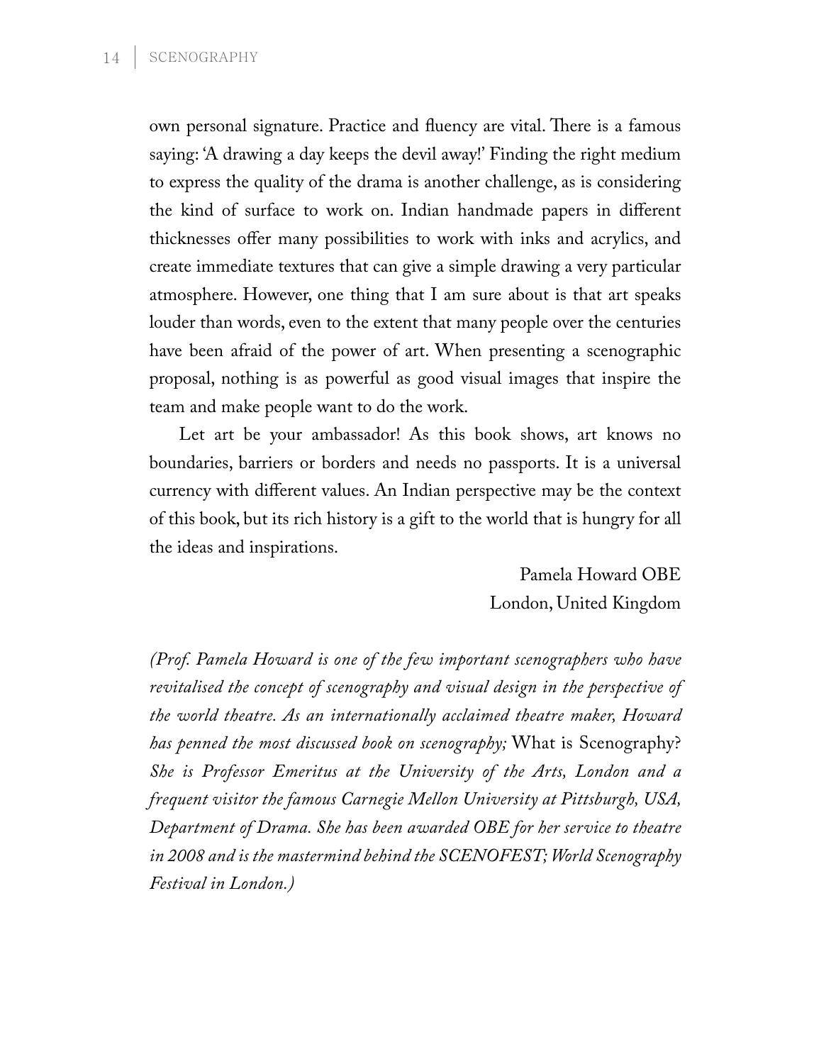own personal signature. Practice and fluency are vital. There is a famous saying: 'A drawing a day keeps the devil away!' Finding the right medium to express the quality of the drama is another challenge, as is considering the kind of surface to work on. Indian handmade papers in different thicknesses offer many possibilities to work with inks and acrylics, and create immediate textures that can give a simple drawing a very particular atmosphere. However, one thing that I am sure about is that art speaks louder than words, even to the extent that many people over the centuries have been afraid of the power of art. When presenting a scenographic proposal, nothing is as powerful as good visual images that inspire the team and make people want to do the work.

Let art be your ambassador! As this book shows, art knows no boundaries, barriers or borders and needs no passports. It is a universal currency with different values. An Indian perspective may be the context of this book, but its rich history is a gift to the world that is hungry for all the ideas and inspirations.

Pamela Howard OBE
London, United Kingdom

*(Prof. Pamela Howard is one of the few important scenographers who have revitalised the concept of scenography and visual design in the perspective of the world theatre. As an internationally acclaimed theatre maker, Howard has penned the most discussed book on scenography;* What is Scenography? *She is Professor Emeritus at the University of the Arts, London and a frequent visitor the famous Carnegie Mellon University at Pittsburgh, USA, Department of Drama. She has been awarded OBE for her service to theatre in 2008 and is the mastermind behind the SCENOFEST; World Scenography Festival in London.)*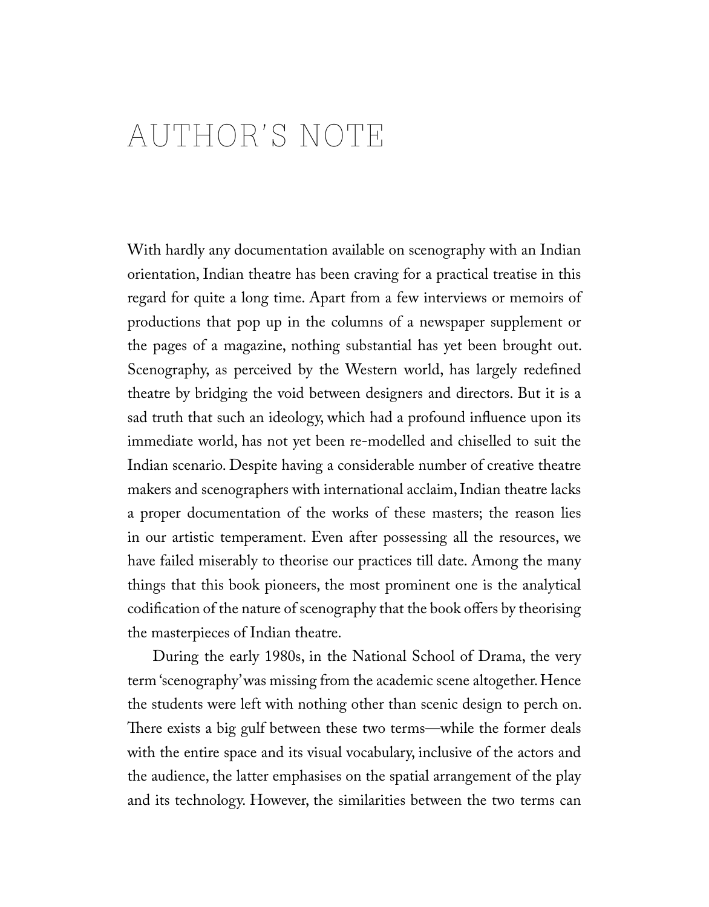# AUTHOR'S NOTE

With hardly any documentation available on scenography with an Indian orientation, Indian theatre has been craving for a practical treatise in this regard for quite a long time. Apart from a few interviews or memoirs of productions that pop up in the columns of a newspaper supplement or the pages of a magazine, nothing substantial has yet been brought out. Scenography, as perceived by the Western world, has largely redefined theatre by bridging the void between designers and directors. But it is a sad truth that such an ideology, which had a profound influence upon its immediate world, has not yet been re-modelled and chiselled to suit the Indian scenario. Despite having a considerable number of creative theatre makers and scenographers with international acclaim, Indian theatre lacks a proper documentation of the works of these masters; the reason lies in our artistic temperament. Even after possessing all the resources, we have failed miserably to theorise our practices till date. Among the many things that this book pioneers, the most prominent one is the analytical codification of the nature of scenography that the book offers by theorising the masterpieces of Indian theatre.

During the early 1980s, in the National School of Drama, the very term 'scenography' was missing from the academic scene altogether. Hence the students were left with nothing other than scenic design to perch on. There exists a big gulf between these two terms—while the former deals with the entire space and its visual vocabulary, inclusive of the actors and the audience, the latter emphasises on the spatial arrangement of the play and its technology. However, the similarities between the two terms can